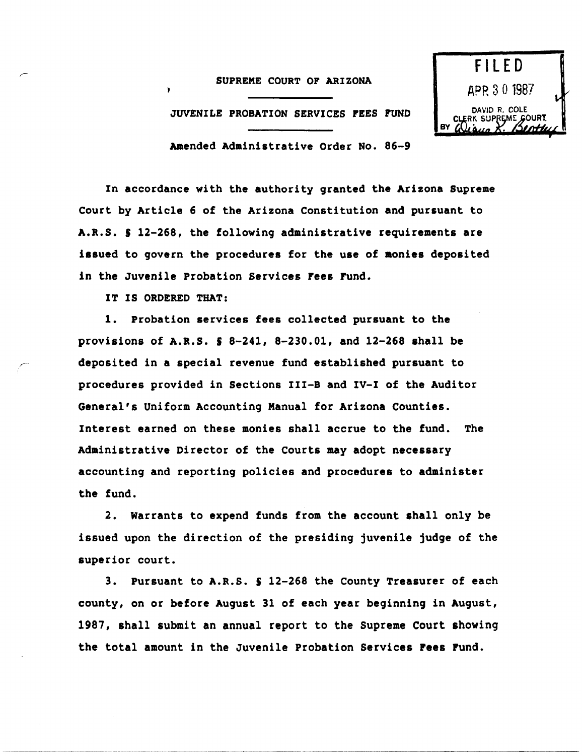SUPREME COURT OF ARIZONA

JUVENILE PROBATION SERVICES FEES FUND

Amended Administrative Order No. 86-9

FILED
APR 30 1987
DAVID R. COLE
CLERK SUPREME COURT
BY

In accordance with the authority granted the Arizona Supreme Court by Article 6 of the Arizona Constitution and pursuant to A.R.S. § 12-268, the following administrative requirements are issued to govern the procedures for the use of monies deposited in the Juvenile Probation Services Fees Fund.

IT IS ORDERED THAT:

1. Probation services fees collected pursuant to the provisions of A.R.S. § 8-241, 8-230.01, and 12-268 shall be deposited in a special revenue fund established pursuant to procedures provided in Sections III-B and IV-I of the Auditor General's Uniform Accounting Manual for Arizona Counties. Interest earned on these monies shall accrue to the fund. The Administrative Director of the Courts may adopt necessary accounting and reporting policies and procedures to administer the fund.

2. Warrants to expend funds from the account shall only be issued upon the direction of the presiding juvenile judge of the superior court.

3. Pursuant to A.R.S. § 12-268 the County Treasurer of each county, on or before August 31 of each year beginning in August, 1987, shall submit an annual report to the Supreme Court showing the total amount in the Juvenile Probation Services Fees Fund.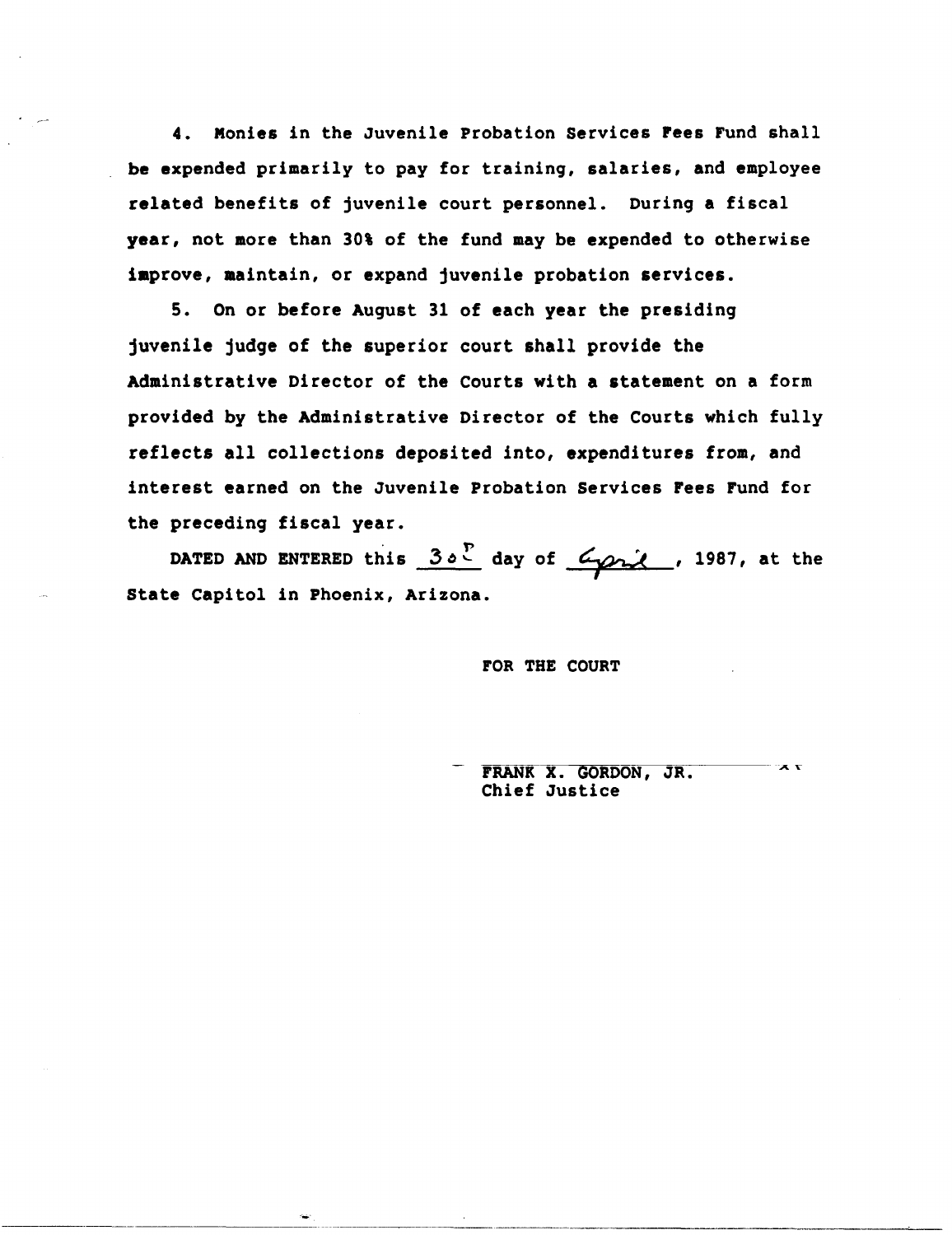4. Monies in the Juvenile Probation Services Fees Fund shall be expended primarily to pay for training, salaries, and employee related benefits of juvenile court personnel. During a fiscal year, not more than 30% of the fund may be expended to otherwise improve, maintain, or expand juvenile probation services.

5. On or before August 31 of each year the presiding juvenile judge of the superior court shall provide the Administrative Director of the Courts with a statement on a form provided by the Administrative Director of the Courts which fully reflects all collections deposited into, expenditures from, and interest earned on the Juvenile Probation Services Fees Fund for the preceding fiscal year.

DATED AND ENTERED this 30th day of April, 1987, at the State Capitol in Phoenix, Arizona.

FOR THE COURT

FRANK X. GORDON, JR.
Chief Justice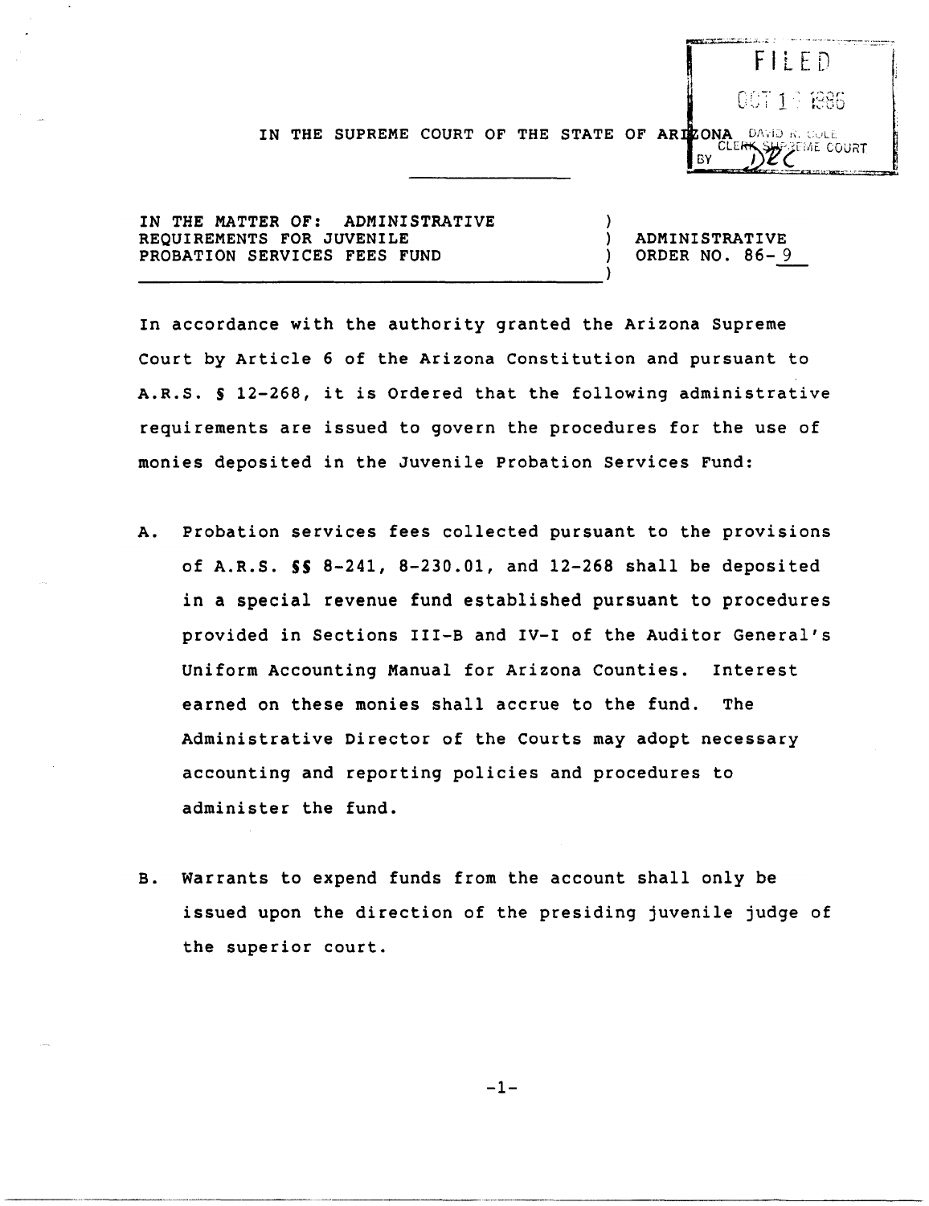FILED
OCT 1 1986
DAVID K. COLE
CLERK SUPREME COURT
BY DKC

IN THE SUPREME COURT OF THE STATE OF ARIZONA

IN THE MATTER OF: ADMINISTRATIVE REQUIREMENTS FOR JUVENILE PROBATION SERVICES FEES FUND

ADMINISTRATIVE ORDER NO. 86-9

In accordance with the authority granted the Arizona Supreme Court by Article 6 of the Arizona Constitution and pursuant to A.R.S. § 12-268, it is Ordered that the following administrative requirements are issued to govern the procedures for the use of monies deposited in the Juvenile Probation Services Fund:

A. Probation services fees collected pursuant to the provisions of A.R.S. §§ 8-241, 8-230.01, and 12-268 shall be deposited in a special revenue fund established pursuant to procedures provided in Sections III-B and IV-I of the Auditor General's Uniform Accounting Manual for Arizona Counties. Interest earned on these monies shall accrue to the fund. The Administrative Director of the Courts may adopt necessary accounting and reporting policies and procedures to administer the fund.

B. Warrants to expend funds from the account shall only be issued upon the direction of the presiding juvenile judge of the superior court.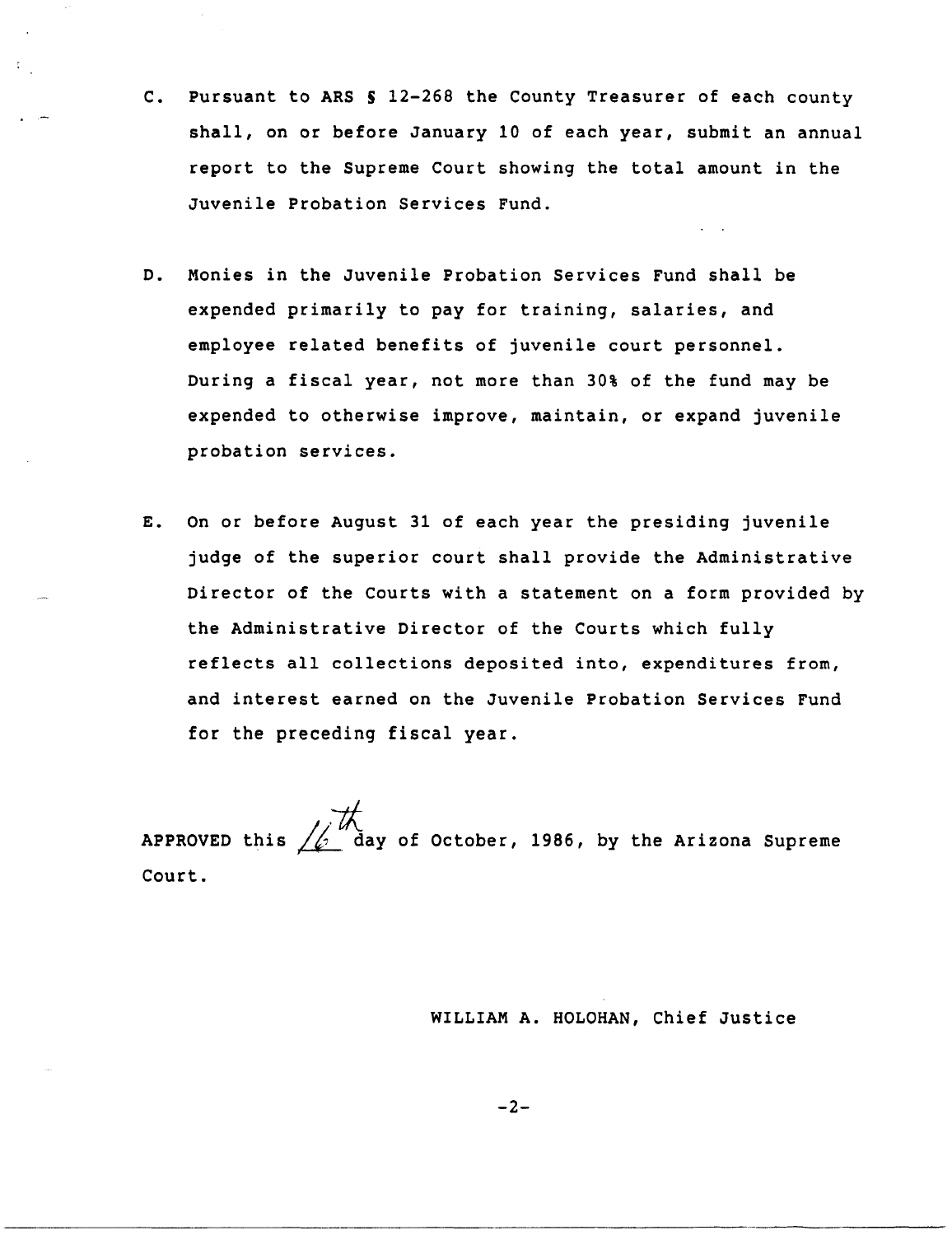C. Pursuant to ARS § 12-268 the County Treasurer of each county shall, on or before January 10 of each year, submit an annual report to the Supreme Court showing the total amount in the Juvenile Probation Services Fund.

D. Monies in the Juvenile Probation Services Fund shall be expended primarily to pay for training, salaries, and employee related benefits of juvenile court personnel. During a fiscal year, not more than 30% of the fund may be expended to otherwise improve, maintain, or expand juvenile probation services.

E. On or before August 31 of each year the presiding juvenile judge of the superior court shall provide the Administrative Director of the Courts with a statement on a form provided by the Administrative Director of the Courts which fully reflects all collections deposited into, expenditures from, and interest earned on the Juvenile Probation Services Fund for the preceding fiscal year.

APPROVED this 16th day of October, 1986, by the Arizona Supreme Court.

WILLIAM A. HOLOHAN, Chief Justice